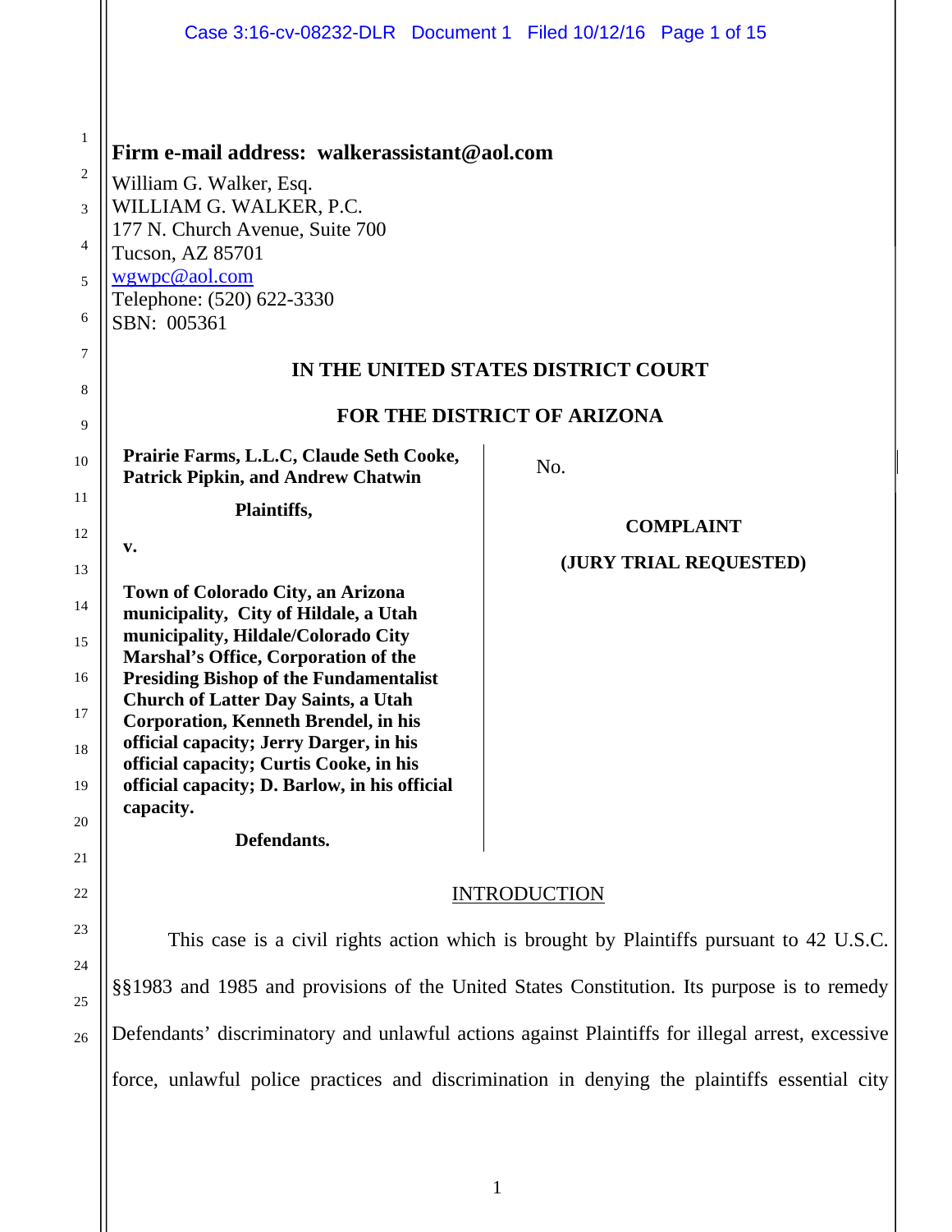**Firm e-mail address: walkerassistant@aol.com**

William G. Walker, Esq.
WILLIAM G. WALKER, P.C.
177 N. Church Avenue, Suite 700
Tucson, AZ 85701
wgwpc@aol.com
Telephone: (520) 622-3330
SBN: 005361

**IN THE UNITED STATES DISTRICT COURT**

**FOR THE DISTRICT OF ARIZONA**

| | |
|---|---|
| **Prairie Farms, L.L.C, Claude Seth Cooke, Patrick Pipkin, and Andrew Chatwin**<br><br>**Plaintiffs,**<br><br>**v.**<br><br>**Town of Colorado City, an Arizona municipality, City of Hildale, a Utah municipality, Hildale/Colorado City Marshal's Office, Corporation of the Presiding Bishop of the Fundamentalist Church of Latter Day Saints, a Utah Corporation, Kenneth Brendel, in his official capacity; Jerry Darger, in his official capacity; Curtis Cooke, in his official capacity; D. Barlow, in his official capacity.**<br><br>**Defendants.** | No.<br><br>**COMPLAINT**<br><br>**(JURY TRIAL REQUESTED)** |

INTRODUCTION

This case is a civil rights action which is brought by Plaintiffs pursuant to 42 U.S.C. §§1983 and 1985 and provisions of the United States Constitution. Its purpose is to remedy Defendants' discriminatory and unlawful actions against Plaintiffs for illegal arrest, excessive force, unlawful police practices and discrimination in denying the plaintiffs essential city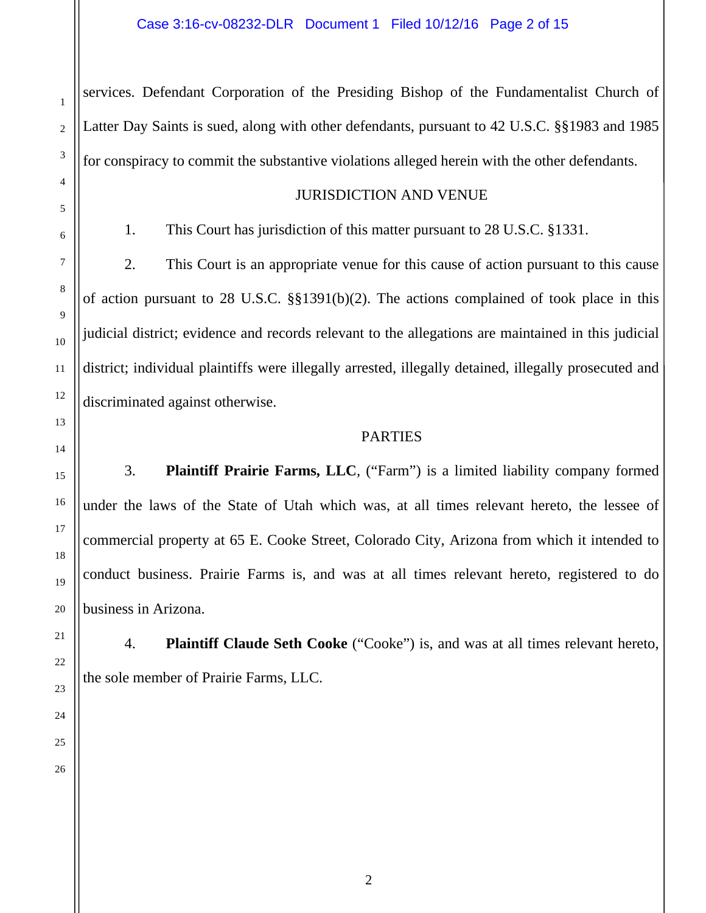services. Defendant Corporation of the Presiding Bishop of the Fundamentalist Church of Latter Day Saints is sued, along with other defendants, pursuant to 42 U.S.C. §§1983 and 1985 for conspiracy to commit the substantive violations alleged herein with the other defendants.

## JURISDICTION AND VENUE

1. This Court has jurisdiction of this matter pursuant to 28 U.S.C. §1331.

2. This Court is an appropriate venue for this cause of action pursuant to this cause of action pursuant to 28 U.S.C. §§1391(b)(2). The actions complained of took place in this judicial district; evidence and records relevant to the allegations are maintained in this judicial district; individual plaintiffs were illegally arrested, illegally detained, illegally prosecuted and discriminated against otherwise.

## PARTIES

3. **Plaintiff Prairie Farms, LLC**, ("Farm") is a limited liability company formed under the laws of the State of Utah which was, at all times relevant hereto, the lessee of commercial property at 65 E. Cooke Street, Colorado City, Arizona from which it intended to conduct business. Prairie Farms is, and was at all times relevant hereto, registered to do business in Arizona.

4. **Plaintiff Claude Seth Cooke** ("Cooke") is, and was at all times relevant hereto, the sole member of Prairie Farms, LLC.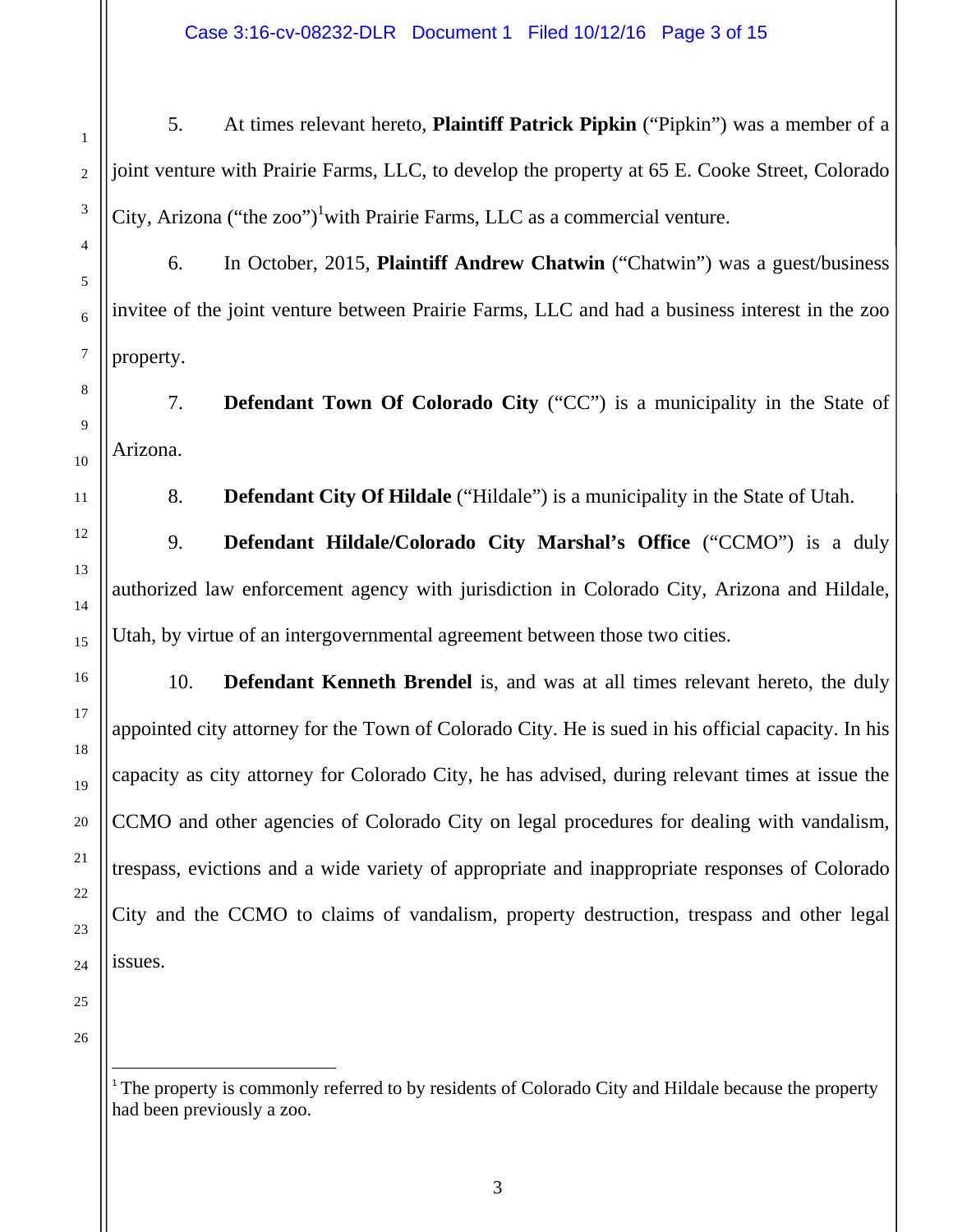5. At times relevant hereto, **Plaintiff Patrick Pipkin** ("Pipkin") was a member of a joint venture with Prairie Farms, LLC, to develop the property at 65 E. Cooke Street, Colorado City, Arizona ("the zoo")[1]with Prairie Farms, LLC as a commercial venture.

6. In October, 2015, **Plaintiff Andrew Chatwin** ("Chatwin") was a guest/business invitee of the joint venture between Prairie Farms, LLC and had a business interest in the zoo property.

7. **Defendant Town Of Colorado City** ("CC") is a municipality in the State of Arizona.

8. **Defendant City Of Hildale** ("Hildale") is a municipality in the State of Utah.

9. **Defendant Hildale/Colorado City Marshal's Office** ("CCMO") is a duly authorized law enforcement agency with jurisdiction in Colorado City, Arizona and Hildale, Utah, by virtue of an intergovernmental agreement between those two cities.

10. **Defendant Kenneth Brendel** is, and was at all times relevant hereto, the duly appointed city attorney for the Town of Colorado City. He is sued in his official capacity. In his capacity as city attorney for Colorado City, he has advised, during relevant times at issue the CCMO and other agencies of Colorado City on legal procedures for dealing with vandalism, trespass, evictions and a wide variety of appropriate and inappropriate responses of Colorado City and the CCMO to claims of vandalism, property destruction, trespass and other legal issues.

---

[1] The property is commonly referred to by residents of Colorado City and Hildale because the property had been previously a zoo.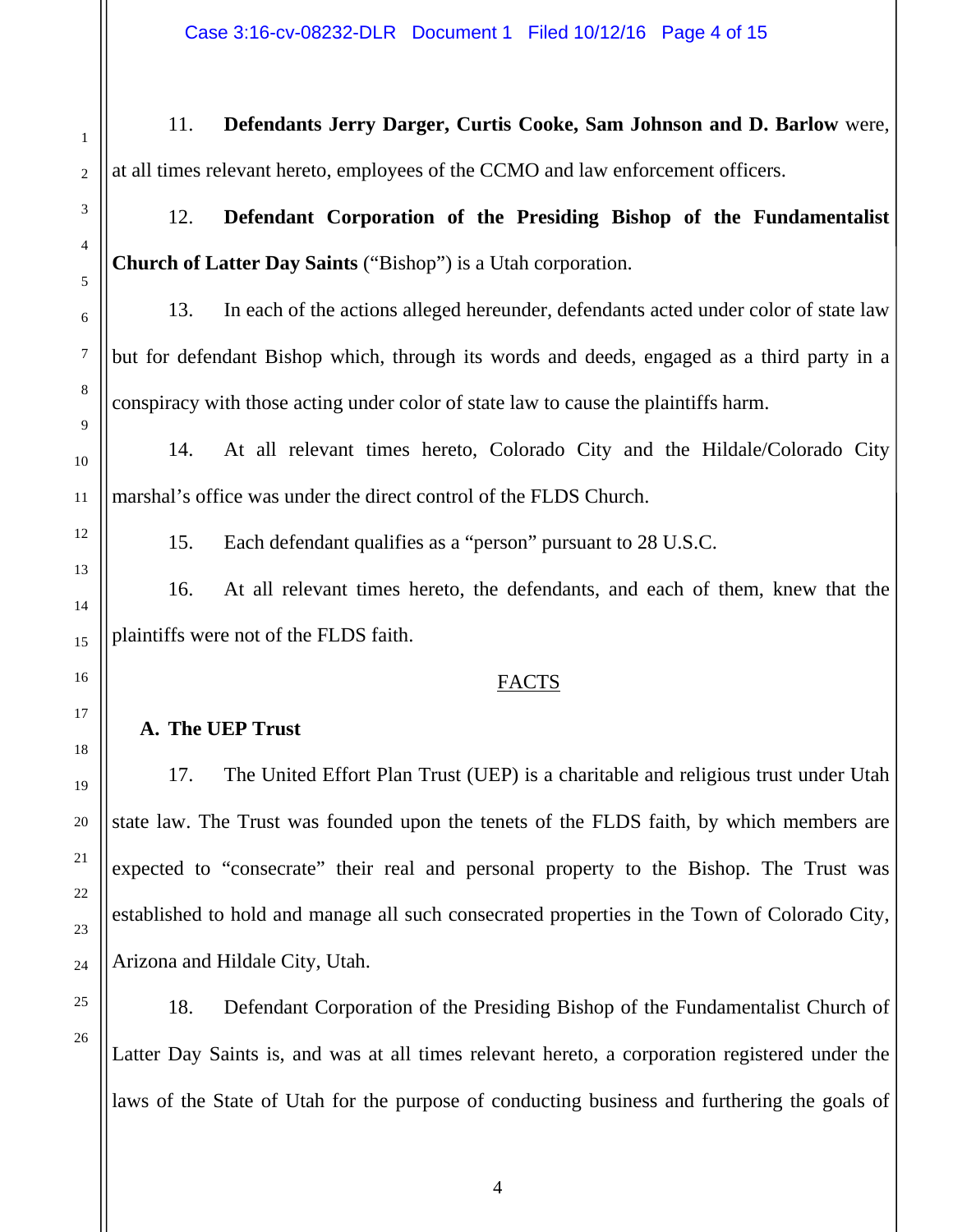11. **Defendants Jerry Darger, Curtis Cooke, Sam Johnson and D. Barlow** were, at all times relevant hereto, employees of the CCMO and law enforcement officers.

12. **Defendant Corporation of the Presiding Bishop of the Fundamentalist Church of Latter Day Saints** ("Bishop") is a Utah corporation.

13. In each of the actions alleged hereunder, defendants acted under color of state law but for defendant Bishop which, through its words and deeds, engaged as a third party in a conspiracy with those acting under color of state law to cause the plaintiffs harm.

14. At all relevant times hereto, Colorado City and the Hildale/Colorado City marshal's office was under the direct control of the FLDS Church.

15. Each defendant qualifies as a "person" pursuant to 28 U.S.C.

16. At all relevant times hereto, the defendants, and each of them, knew that the plaintiffs were not of the FLDS faith.

## FACTS

### A. The UEP Trust

17. The United Effort Plan Trust (UEP) is a charitable and religious trust under Utah state law. The Trust was founded upon the tenets of the FLDS faith, by which members are expected to "consecrate" their real and personal property to the Bishop. The Trust was established to hold and manage all such consecrated properties in the Town of Colorado City, Arizona and Hildale City, Utah.

18. Defendant Corporation of the Presiding Bishop of the Fundamentalist Church of Latter Day Saints is, and was at all times relevant hereto, a corporation registered under the laws of the State of Utah for the purpose of conducting business and furthering the goals of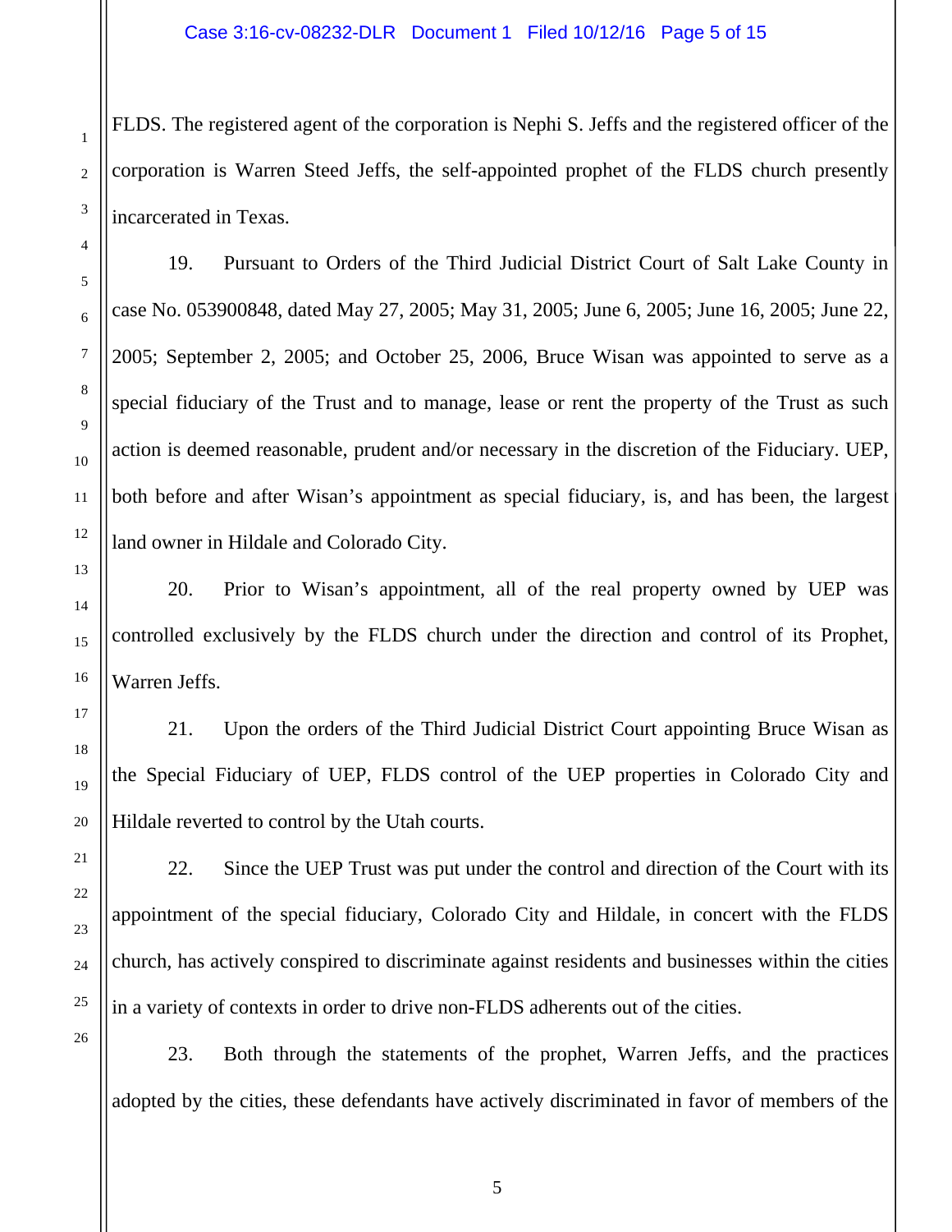FLDS. The registered agent of the corporation is Nephi S. Jeffs and the registered officer of the corporation is Warren Steed Jeffs, the self-appointed prophet of the FLDS church presently incarcerated in Texas.

19. Pursuant to Orders of the Third Judicial District Court of Salt Lake County in case No. 053900848, dated May 27, 2005; May 31, 2005; June 6, 2005; June 16, 2005; June 22, 2005; September 2, 2005; and October 25, 2006, Bruce Wisan was appointed to serve as a special fiduciary of the Trust and to manage, lease or rent the property of the Trust as such action is deemed reasonable, prudent and/or necessary in the discretion of the Fiduciary. UEP, both before and after Wisan's appointment as special fiduciary, is, and has been, the largest land owner in Hildale and Colorado City.

20. Prior to Wisan's appointment, all of the real property owned by UEP was controlled exclusively by the FLDS church under the direction and control of its Prophet, Warren Jeffs.

21. Upon the orders of the Third Judicial District Court appointing Bruce Wisan as the Special Fiduciary of UEP, FLDS control of the UEP properties in Colorado City and Hildale reverted to control by the Utah courts.

22. Since the UEP Trust was put under the control and direction of the Court with its appointment of the special fiduciary, Colorado City and Hildale, in concert with the FLDS church, has actively conspired to discriminate against residents and businesses within the cities in a variety of contexts in order to drive non-FLDS adherents out of the cities.

23. Both through the statements of the prophet, Warren Jeffs, and the practices adopted by the cities, these defendants have actively discriminated in favor of members of the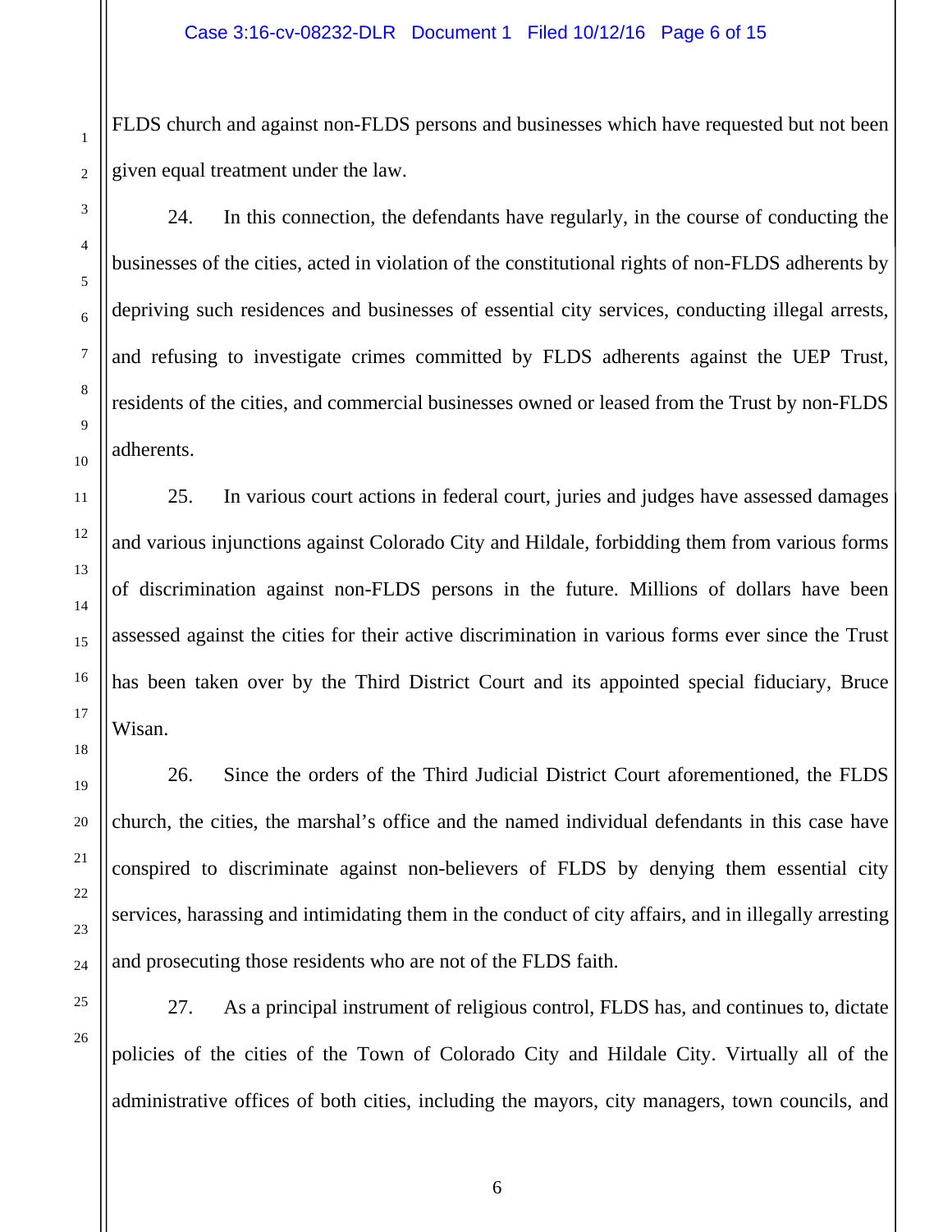FLDS church and against non-FLDS persons and businesses which have requested but not been given equal treatment under the law.

24. In this connection, the defendants have regularly, in the course of conducting the businesses of the cities, acted in violation of the constitutional rights of non-FLDS adherents by depriving such residences and businesses of essential city services, conducting illegal arrests, and refusing to investigate crimes committed by FLDS adherents against the UEP Trust, residents of the cities, and commercial businesses owned or leased from the Trust by non-FLDS adherents.

25. In various court actions in federal court, juries and judges have assessed damages and various injunctions against Colorado City and Hildale, forbidding them from various forms of discrimination against non-FLDS persons in the future. Millions of dollars have been assessed against the cities for their active discrimination in various forms ever since the Trust has been taken over by the Third District Court and its appointed special fiduciary, Bruce Wisan.

26. Since the orders of the Third Judicial District Court aforementioned, the FLDS church, the cities, the marshal's office and the named individual defendants in this case have conspired to discriminate against non-believers of FLDS by denying them essential city services, harassing and intimidating them in the conduct of city affairs, and in illegally arresting and prosecuting those residents who are not of the FLDS faith.

27. As a principal instrument of religious control, FLDS has, and continues to, dictate policies of the cities of the Town of Colorado City and Hildale City. Virtually all of the administrative offices of both cities, including the mayors, city managers, town councils, and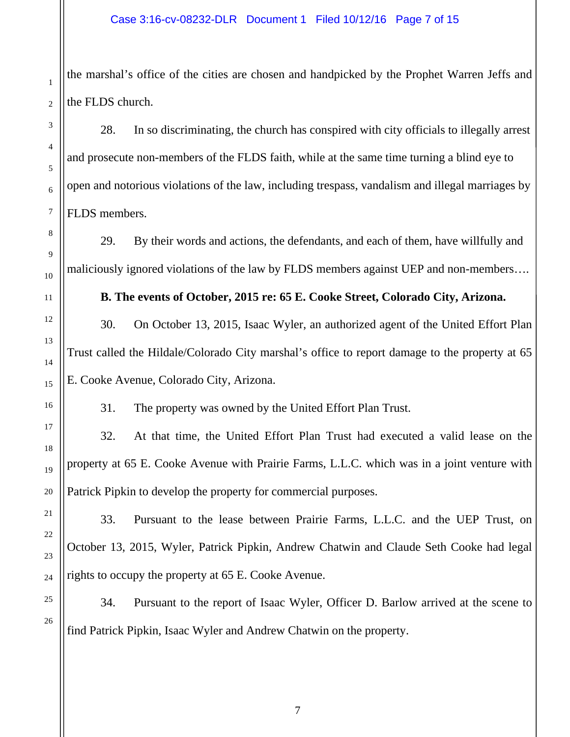the marshal's office of the cities are chosen and handpicked by the Prophet Warren Jeffs and the FLDS church.

28. In so discriminating, the church has conspired with city officials to illegally arrest and prosecute non-members of the FLDS faith, while at the same time turning a blind eye to open and notorious violations of the law, including trespass, vandalism and illegal marriages by FLDS members.

29. By their words and actions, the defendants, and each of them, have willfully and maliciously ignored violations of the law by FLDS members against UEP and non-members….

**B. The events of October, 2015 re: 65 E. Cooke Street, Colorado City, Arizona.**

30. On October 13, 2015, Isaac Wyler, an authorized agent of the United Effort Plan Trust called the Hildale/Colorado City marshal's office to report damage to the property at 65 E. Cooke Avenue, Colorado City, Arizona.

31. The property was owned by the United Effort Plan Trust.

32. At that time, the United Effort Plan Trust had executed a valid lease on the property at 65 E. Cooke Avenue with Prairie Farms, L.L.C. which was in a joint venture with Patrick Pipkin to develop the property for commercial purposes.

33. Pursuant to the lease between Prairie Farms, L.L.C. and the UEP Trust, on October 13, 2015, Wyler, Patrick Pipkin, Andrew Chatwin and Claude Seth Cooke had legal rights to occupy the property at 65 E. Cooke Avenue.

34. Pursuant to the report of Isaac Wyler, Officer D. Barlow arrived at the scene to find Patrick Pipkin, Isaac Wyler and Andrew Chatwin on the property.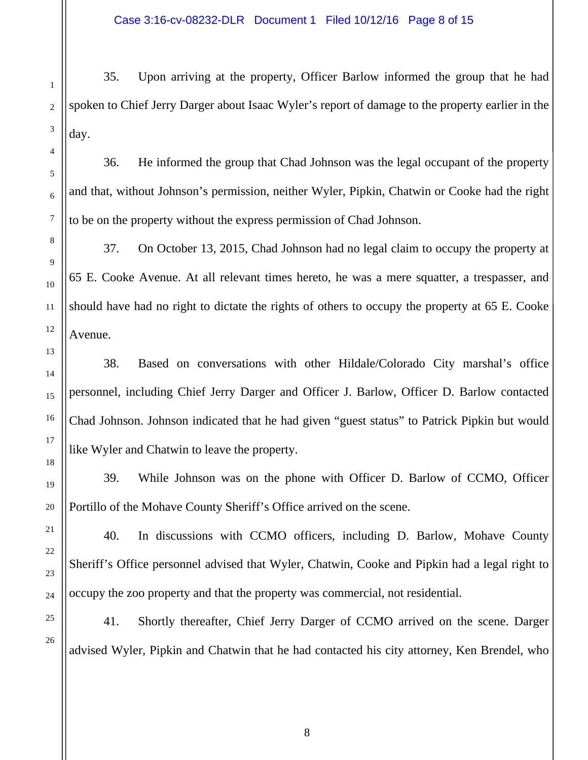35. Upon arriving at the property, Officer Barlow informed the group that he had spoken to Chief Jerry Darger about Isaac Wyler's report of damage to the property earlier in the day.

36. He informed the group that Chad Johnson was the legal occupant of the property and that, without Johnson's permission, neither Wyler, Pipkin, Chatwin or Cooke had the right to be on the property without the express permission of Chad Johnson.

37. On October 13, 2015, Chad Johnson had no legal claim to occupy the property at 65 E. Cooke Avenue. At all relevant times hereto, he was a mere squatter, a trespasser, and should have had no right to dictate the rights of others to occupy the property at 65 E. Cooke Avenue.

38. Based on conversations with other Hildale/Colorado City marshal's office personnel, including Chief Jerry Darger and Officer J. Barlow, Officer D. Barlow contacted Chad Johnson. Johnson indicated that he had given "guest status" to Patrick Pipkin but would like Wyler and Chatwin to leave the property.

39. While Johnson was on the phone with Officer D. Barlow of CCMO, Officer Portillo of the Mohave County Sheriff's Office arrived on the scene.

40. In discussions with CCMO officers, including D. Barlow, Mohave County Sheriff's Office personnel advised that Wyler, Chatwin, Cooke and Pipkin had a legal right to occupy the zoo property and that the property was commercial, not residential.

41. Shortly thereafter, Chief Jerry Darger of CCMO arrived on the scene. Darger advised Wyler, Pipkin and Chatwin that he had contacted his city attorney, Ken Brendel, who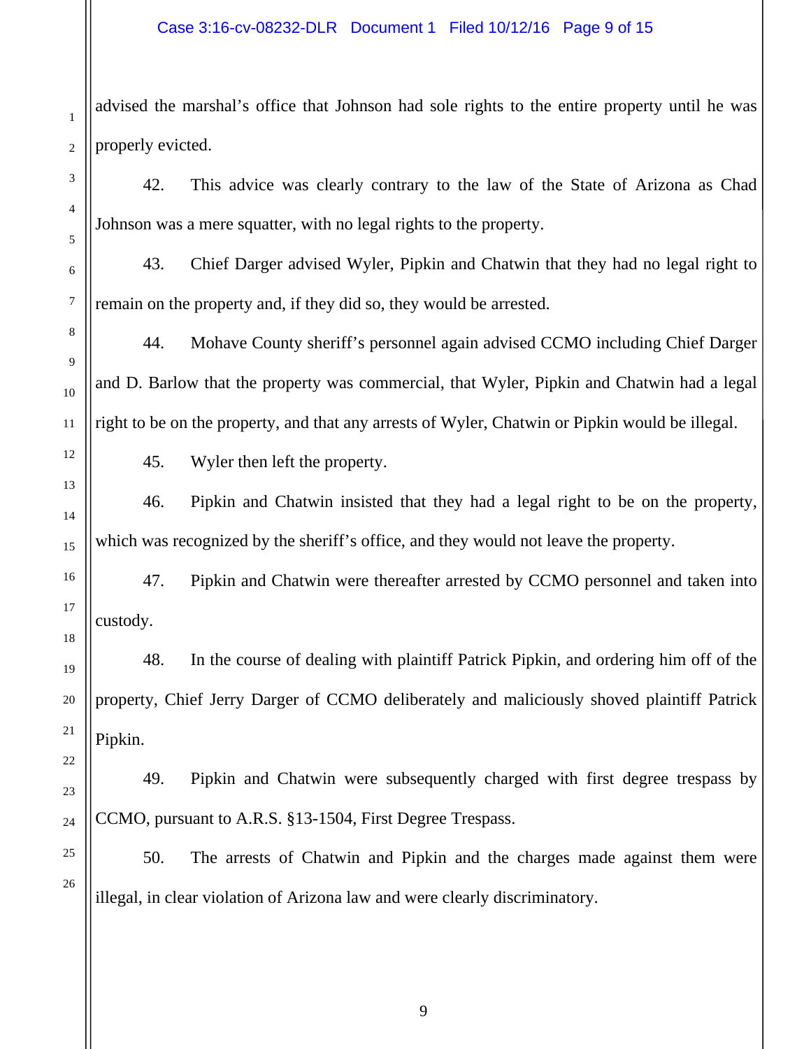advised the marshal's office that Johnson had sole rights to the entire property until he was properly evicted.

42. This advice was clearly contrary to the law of the State of Arizona as Chad Johnson was a mere squatter, with no legal rights to the property.

43. Chief Darger advised Wyler, Pipkin and Chatwin that they had no legal right to remain on the property and, if they did so, they would be arrested.

44. Mohave County sheriff's personnel again advised CCMO including Chief Darger and D. Barlow that the property was commercial, that Wyler, Pipkin and Chatwin had a legal right to be on the property, and that any arrests of Wyler, Chatwin or Pipkin would be illegal.

45. Wyler then left the property.

46. Pipkin and Chatwin insisted that they had a legal right to be on the property, which was recognized by the sheriff's office, and they would not leave the property.

47. Pipkin and Chatwin were thereafter arrested by CCMO personnel and taken into custody.

48. In the course of dealing with plaintiff Patrick Pipkin, and ordering him off of the property, Chief Jerry Darger of CCMO deliberately and maliciously shoved plaintiff Patrick Pipkin.

49. Pipkin and Chatwin were subsequently charged with first degree trespass by CCMO, pursuant to A.R.S. §13-1504, First Degree Trespass.

50. The arrests of Chatwin and Pipkin and the charges made against them were illegal, in clear violation of Arizona law and were clearly discriminatory.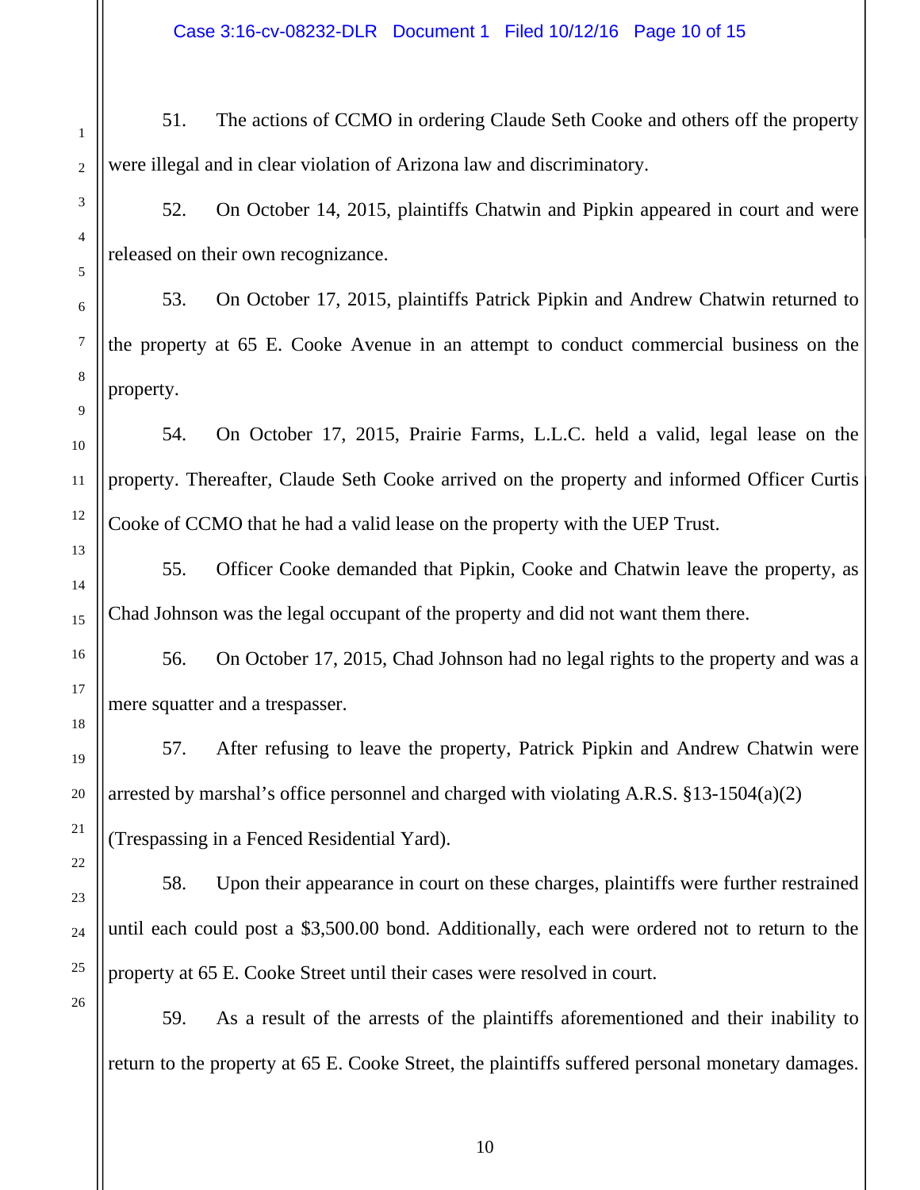51. The actions of CCMO in ordering Claude Seth Cooke and others off the property were illegal and in clear violation of Arizona law and discriminatory.

52. On October 14, 2015, plaintiffs Chatwin and Pipkin appeared in court and were released on their own recognizance.

53. On October 17, 2015, plaintiffs Patrick Pipkin and Andrew Chatwin returned to the property at 65 E. Cooke Avenue in an attempt to conduct commercial business on the property.

54. On October 17, 2015, Prairie Farms, L.L.C. held a valid, legal lease on the property. Thereafter, Claude Seth Cooke arrived on the property and informed Officer Curtis Cooke of CCMO that he had a valid lease on the property with the UEP Trust.

55. Officer Cooke demanded that Pipkin, Cooke and Chatwin leave the property, as Chad Johnson was the legal occupant of the property and did not want them there.

56. On October 17, 2015, Chad Johnson had no legal rights to the property and was a mere squatter and a trespasser.

57. After refusing to leave the property, Patrick Pipkin and Andrew Chatwin were arrested by marshal's office personnel and charged with violating A.R.S. §13-1504(a)(2) (Trespassing in a Fenced Residential Yard).

58. Upon their appearance in court on these charges, plaintiffs were further restrained until each could post a $3,500.00 bond. Additionally, each were ordered not to return to the property at 65 E. Cooke Street until their cases were resolved in court.

59. As a result of the arrests of the plaintiffs aforementioned and their inability to return to the property at 65 E. Cooke Street, the plaintiffs suffered personal monetary damages.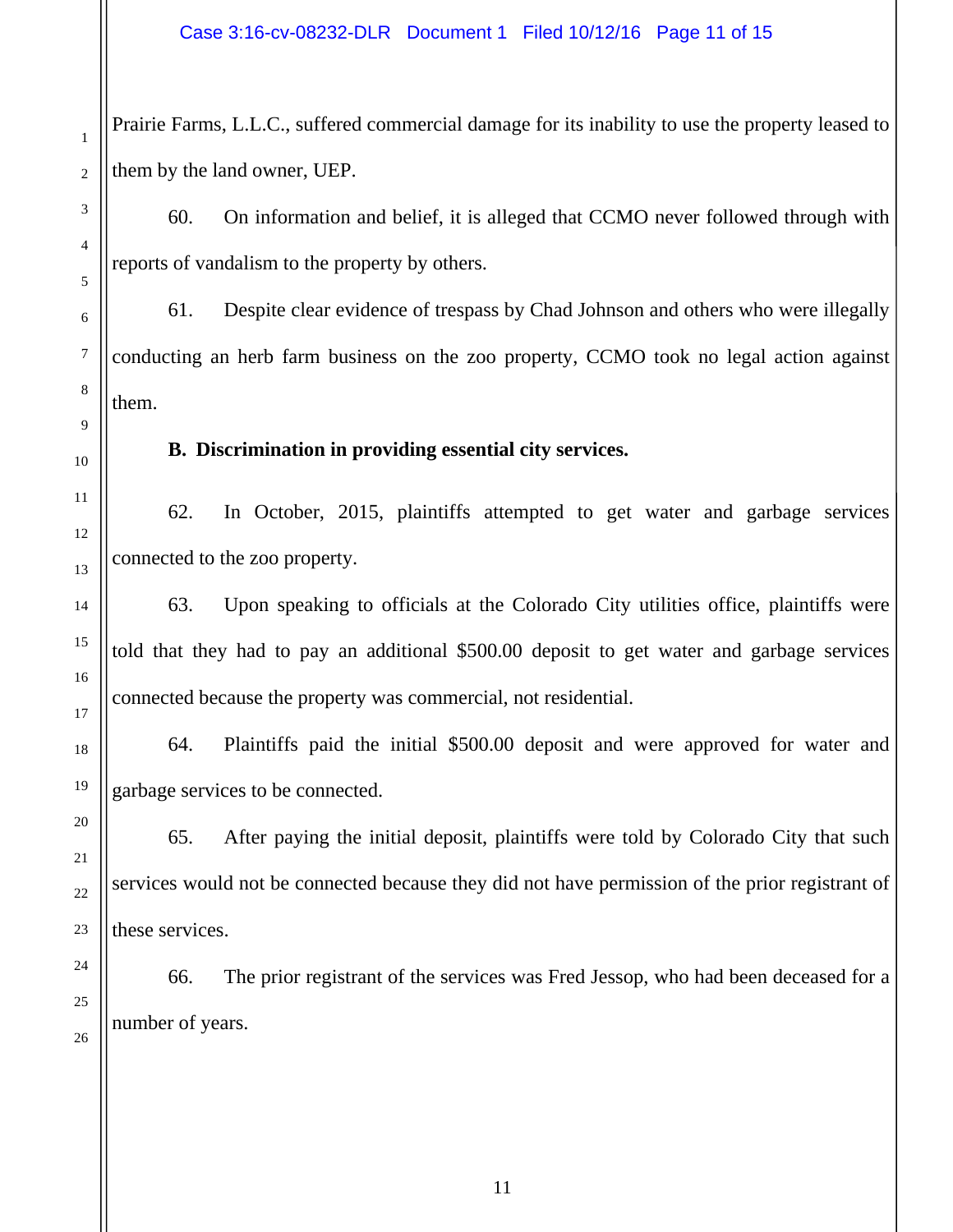Prairie Farms, L.L.C., suffered commercial damage for its inability to use the property leased to them by the land owner, UEP.

60. On information and belief, it is alleged that CCMO never followed through with reports of vandalism to the property by others.

61. Despite clear evidence of trespass by Chad Johnson and others who were illegally conducting an herb farm business on the zoo property, CCMO took no legal action against them.

**B. Discrimination in providing essential city services.**

62. In October, 2015, plaintiffs attempted to get water and garbage services connected to the zoo property.

63. Upon speaking to officials at the Colorado City utilities office, plaintiffs were told that they had to pay an additional $500.00 deposit to get water and garbage services connected because the property was commercial, not residential.

64. Plaintiffs paid the initial $500.00 deposit and were approved for water and garbage services to be connected.

65. After paying the initial deposit, plaintiffs were told by Colorado City that such services would not be connected because they did not have permission of the prior registrant of these services.

66. The prior registrant of the services was Fred Jessop, who had been deceased for a number of years.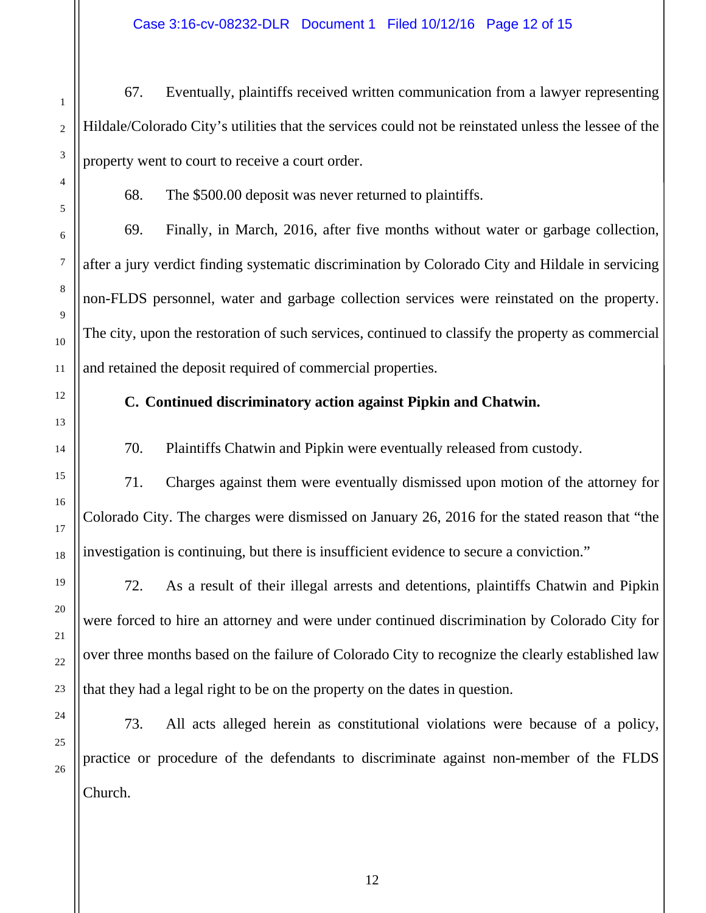67. Eventually, plaintiffs received written communication from a lawyer representing Hildale/Colorado City's utilities that the services could not be reinstated unless the lessee of the property went to court to receive a court order.

68. The $500.00 deposit was never returned to plaintiffs.

69. Finally, in March, 2016, after five months without water or garbage collection, after a jury verdict finding systematic discrimination by Colorado City and Hildale in servicing non-FLDS personnel, water and garbage collection services were reinstated on the property. The city, upon the restoration of such services, continued to classify the property as commercial and retained the deposit required of commercial properties.

**C. Continued discriminatory action against Pipkin and Chatwin.**

70. Plaintiffs Chatwin and Pipkin were eventually released from custody.

71. Charges against them were eventually dismissed upon motion of the attorney for Colorado City. The charges were dismissed on January 26, 2016 for the stated reason that "the investigation is continuing, but there is insufficient evidence to secure a conviction."

72. As a result of their illegal arrests and detentions, plaintiffs Chatwin and Pipkin were forced to hire an attorney and were under continued discrimination by Colorado City for over three months based on the failure of Colorado City to recognize the clearly established law that they had a legal right to be on the property on the dates in question.

73. All acts alleged herein as constitutional violations were because of a policy, practice or procedure of the defendants to discriminate against non-member of the FLDS Church.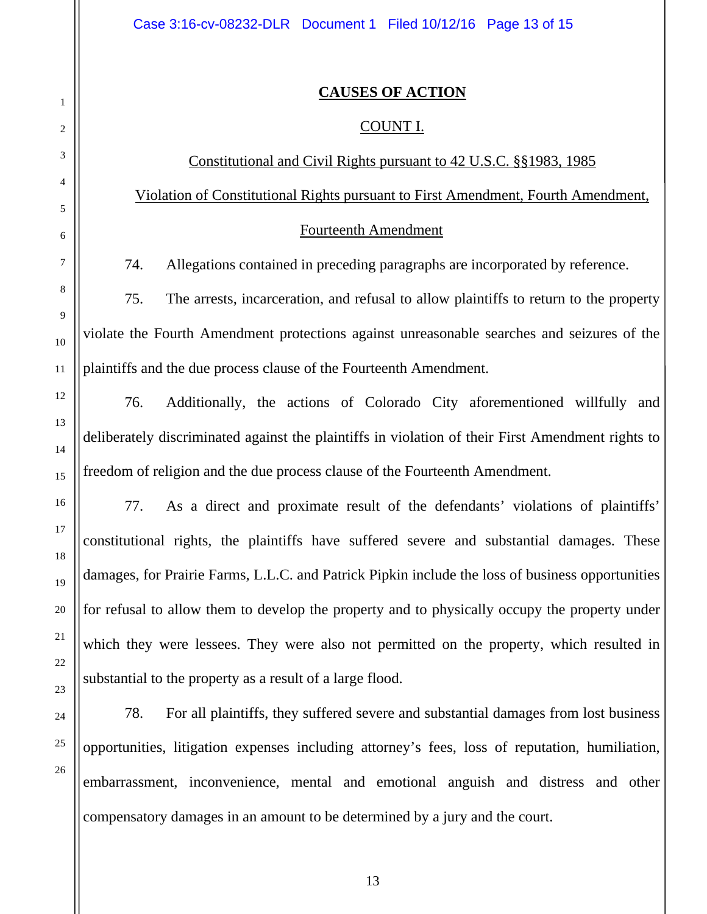## CAUSES OF ACTION

### COUNT I.

Constitutional and Civil Rights pursuant to 42 U.S.C. §§1983, 1985

Violation of Constitutional Rights pursuant to First Amendment, Fourth Amendment, Fourteenth Amendment

74. Allegations contained in preceding paragraphs are incorporated by reference.

75. The arrests, incarceration, and refusal to allow plaintiffs to return to the property violate the Fourth Amendment protections against unreasonable searches and seizures of the plaintiffs and the due process clause of the Fourteenth Amendment.

76. Additionally, the actions of Colorado City aforementioned willfully and deliberately discriminated against the plaintiffs in violation of their First Amendment rights to freedom of religion and the due process clause of the Fourteenth Amendment.

77. As a direct and proximate result of the defendants' violations of plaintiffs' constitutional rights, the plaintiffs have suffered severe and substantial damages. These damages, for Prairie Farms, L.L.C. and Patrick Pipkin include the loss of business opportunities for refusal to allow them to develop the property and to physically occupy the property under which they were lessees. They were also not permitted on the property, which resulted in substantial to the property as a result of a large flood.

78. For all plaintiffs, they suffered severe and substantial damages from lost business opportunities, litigation expenses including attorney's fees, loss of reputation, humiliation, embarrassment, inconvenience, mental and emotional anguish and distress and other compensatory damages in an amount to be determined by a jury and the court.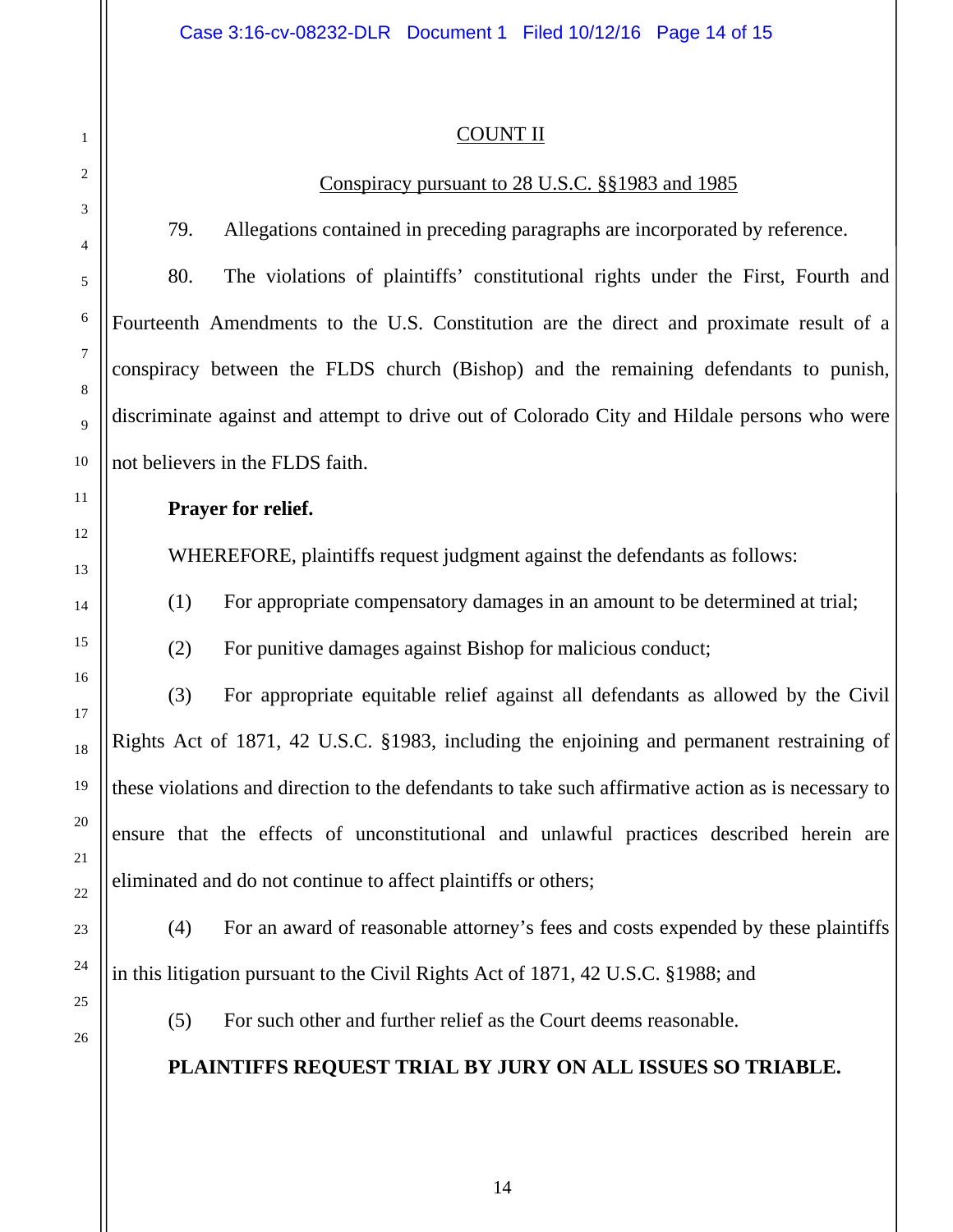COUNT II

Conspiracy pursuant to 28 U.S.C. §§1983 and 1985

79. Allegations contained in preceding paragraphs are incorporated by reference.

80. The violations of plaintiffs' constitutional rights under the First, Fourth and Fourteenth Amendments to the U.S. Constitution are the direct and proximate result of a conspiracy between the FLDS church (Bishop) and the remaining defendants to punish, discriminate against and attempt to drive out of Colorado City and Hildale persons who were not believers in the FLDS faith.

**Prayer for relief.**

WHEREFORE, plaintiffs request judgment against the defendants as follows:

(1) For appropriate compensatory damages in an amount to be determined at trial;

(2) For punitive damages against Bishop for malicious conduct;

(3) For appropriate equitable relief against all defendants as allowed by the Civil Rights Act of 1871, 42 U.S.C. §1983, including the enjoining and permanent restraining of these violations and direction to the defendants to take such affirmative action as is necessary to ensure that the effects of unconstitutional and unlawful practices described herein are eliminated and do not continue to affect plaintiffs or others;

(4) For an award of reasonable attorney's fees and costs expended by these plaintiffs in this litigation pursuant to the Civil Rights Act of 1871, 42 U.S.C. §1988; and

(5) For such other and further relief as the Court deems reasonable.

**PLAINTIFFS REQUEST TRIAL BY JURY ON ALL ISSUES SO TRIABLE.**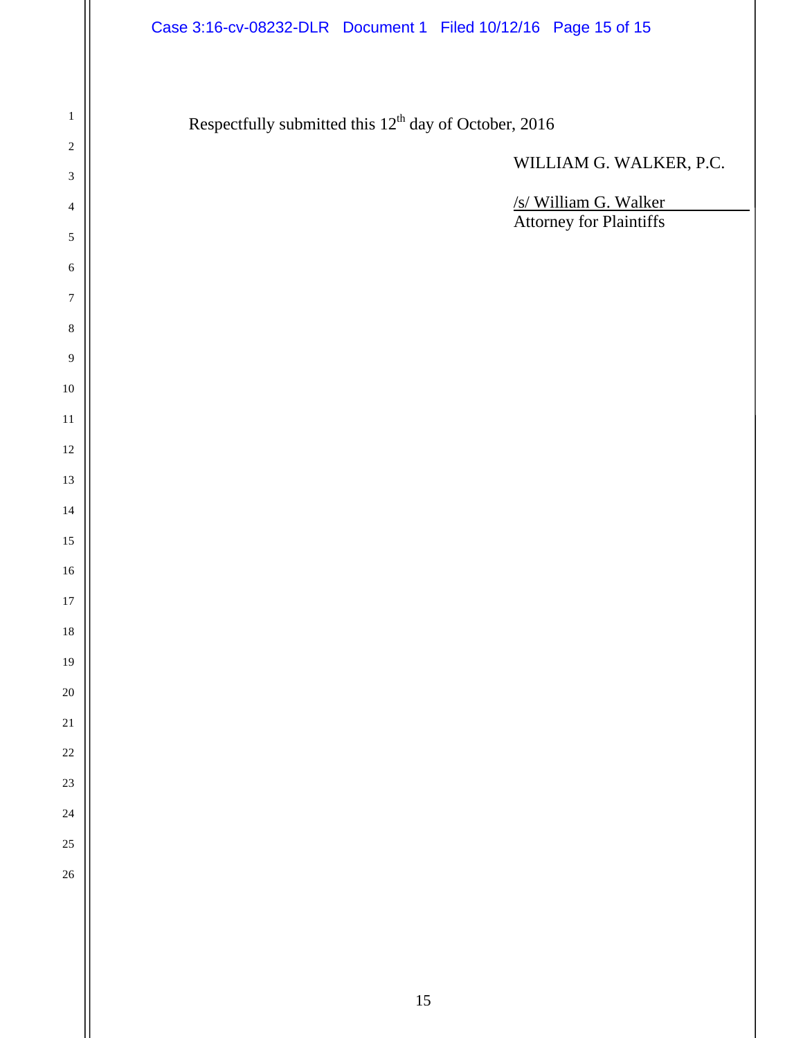Respectfully submitted this 12th day of October, 2016

WILLIAM G. WALKER, P.C.

/s/ William G. Walker
Attorney for Plaintiffs